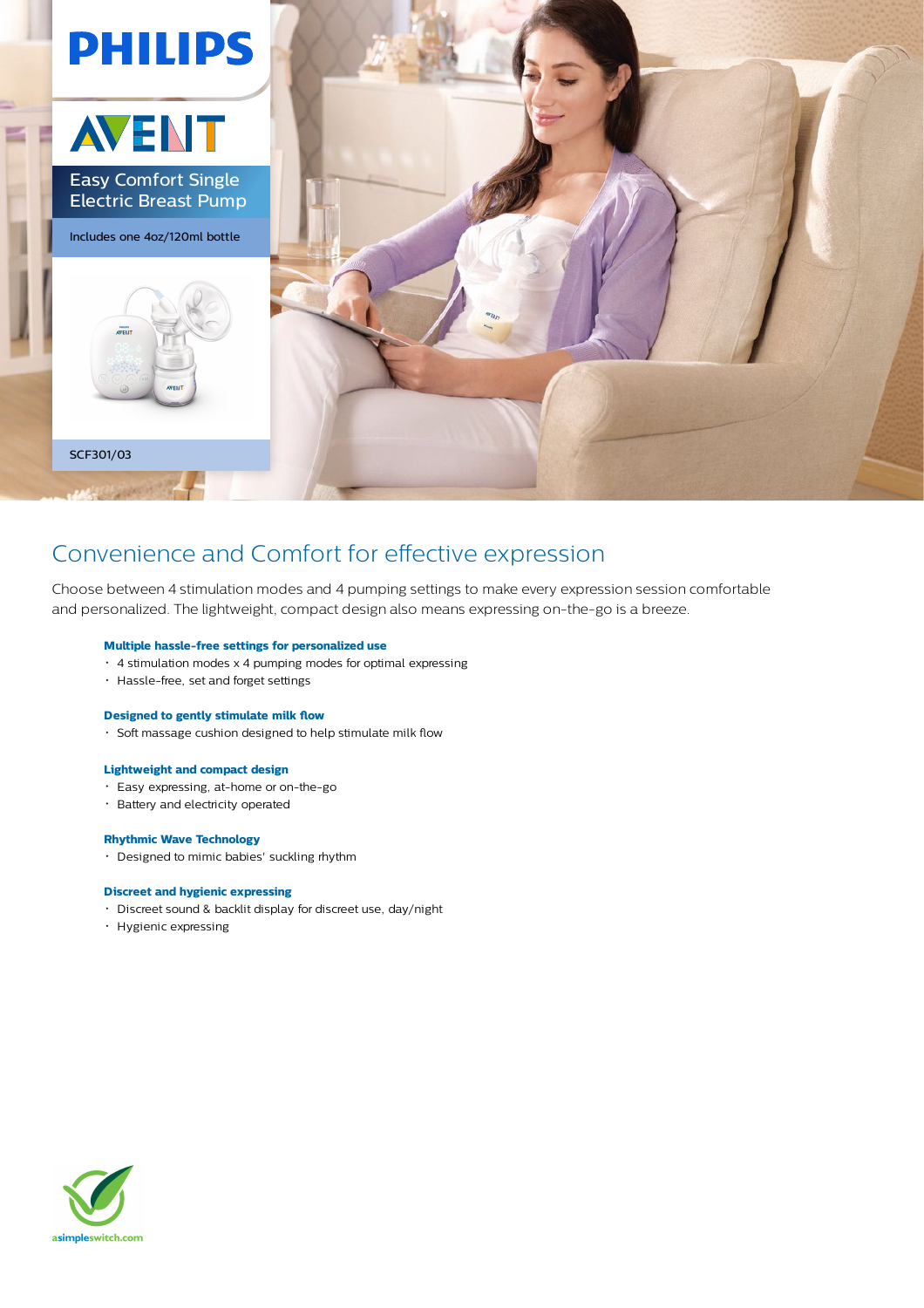PHILIPS

AVENT

# Easy Comfort Single Electric Breast Pump

Includes one 4oz/120ml bottle

SCF301/03

## Convenience and Comfort for effective expression

Choose between 4 stimulation modes and 4 pumping settings to make every expression session comfortable and personalized. The lightweight, compact design also means expressing on-the-go is a breeze.

**Multiple hassle-free settings for personalized use**

- 4 stimulation modes x 4 pumping modes for optimal expressing
- Hassle-free, set and forget settings

**Designed to gently stimulate milk flow**

- Soft massage cushion designed to help stimulate milk flow

**Lightweight and compact design**

- Easy expressing, at-home or on-the-go
- Battery and electricity operated

**Rhythmic Wave Technology**

- Designed to mimic babies' suckling rhythm

**Discreet and hygienic expressing**

- Discreet sound & backlit display for discreet use, day/night
- Hygienic expressing

asimpleswitch.com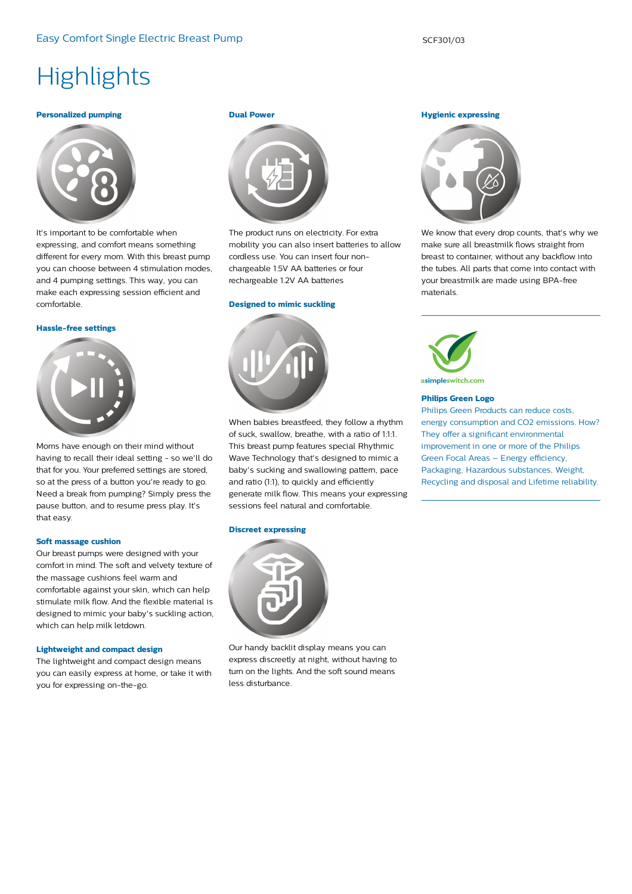# Highlights

### Personalized pumping

It's important to be comfortable when expressing, and comfort means something different for every mom. With this breast pump you can choose between 4 stimulation modes, and 4 pumping settings. This way, you can make each expressing session efficient and comfortable.

### Hassle-free settings

Moms have enough on their mind without having to recall their ideal setting - so we'll do that for you. Your preferred settings are stored, so at the press of a button you're ready to go. Need a break from pumping? Simply press the pause button, and to resume press play. It's that easy.

### Soft massage cushion

Our breast pumps were designed with your comfort in mind. The soft and velvety texture of the massage cushions feel warm and comfortable against your skin, which can help stimulate milk flow. And the flexible material is designed to mimic your baby's suckling action, which can help milk letdown.

### Lightweight and compact design

The lightweight and compact design means you can easily express at home, or take it with you for expressing on-the-go.

### Dual Power

The product runs on electricity. For extra mobility you can also insert batteries to allow cordless use. You can insert four non-chargeable 1.5V AA batteries or four rechargeable 1.2V AA batteries

### Designed to mimic suckling

When babies breastfeed, they follow a rhythm of suck, swallow, breathe, with a ratio of 1:1:1. This breast pump features special Rhythmic Wave Technology that's designed to mimic a baby's sucking and swallowing pattern, pace and ratio (1:1), to quickly and efficiently generate milk flow. This means your expressing sessions feel natural and comfortable.

### Discreet expressing

Our handy backlit display means you can express discreetly at night, without having to turn on the lights. And the soft sound means less disturbance.

### Hygienic expressing

We know that every drop counts, that's why we make sure all breastmilk flows straight from breast to container, without any backflow into the tubes. All parts that come into contact with your breastmilk are made using BPA-free materials.

---

asimpleswitch.com

### Philips Green Logo

Philips Green Products can reduce costs, energy consumption and $CO_2$ emissions. How? They offer a significant environmental improvement in one or more of the Philips Green Focal Areas – Energy efficiency, Packaging, Hazardous substances, Weight, Recycling and disposal and Lifetime reliability.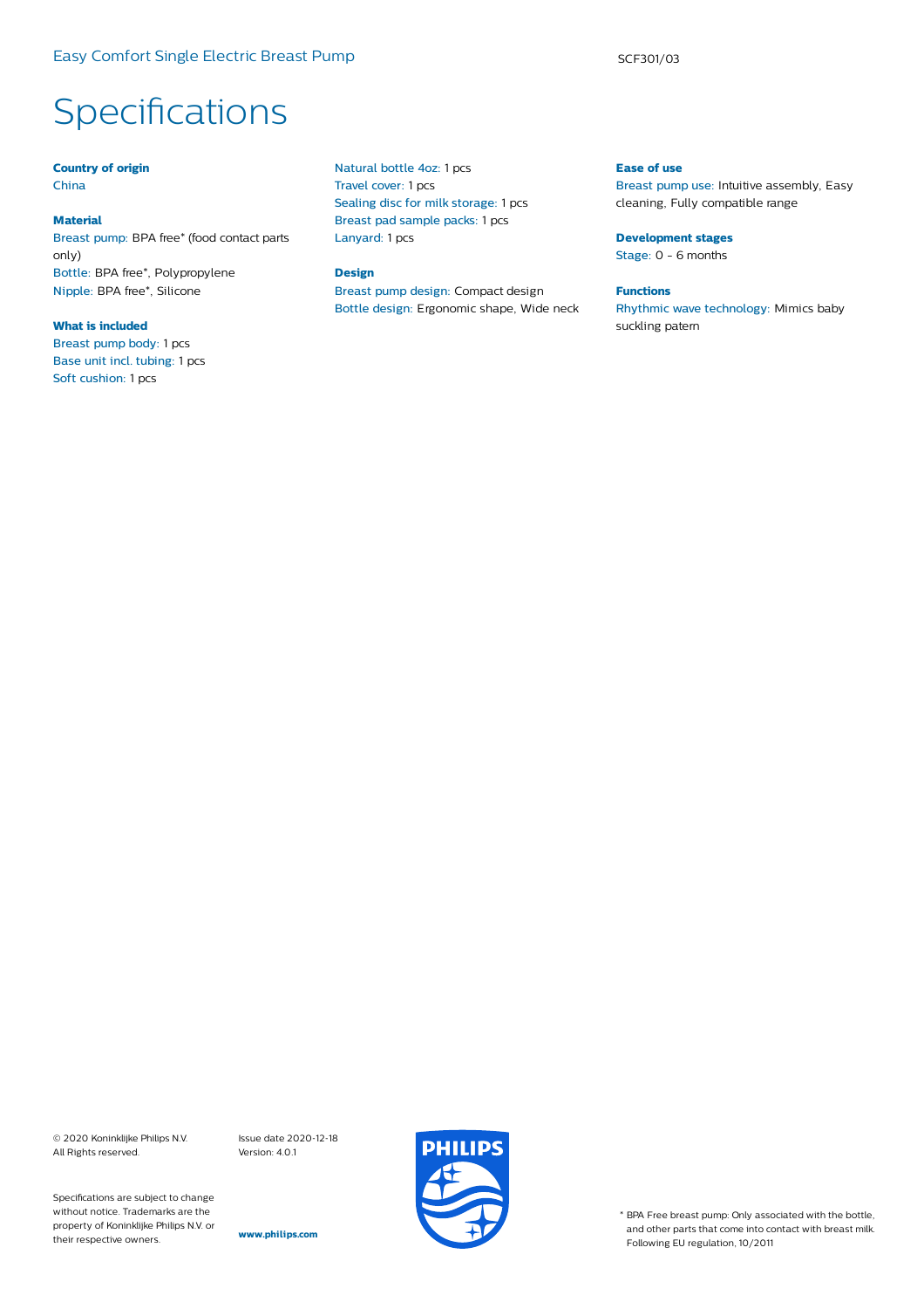# Specifications

### Country of origin
China

### Material
Breast pump: BPA free* (food contact parts only)
Bottle: BPA free*, Polypropylene
Nipple: BPA free*, Silicone

### What is included
Breast pump body: 1 pcs
Base unit incl. tubing: 1 pcs
Soft cushion: 1 pcs
Natural bottle 4oz: 1 pcs
Travel cover: 1 pcs
Sealing disc for milk storage: 1 pcs
Breast pad sample packs: 1 pcs
Lanyard: 1 pcs

### Design
Breast pump design: Compact design
Bottle design: Ergonomic shape, Wide neck

### Ease of use
Breast pump use: Intuitive assembly, Easy cleaning, Fully compatible range

### Development stages
Stage: 0 - 6 months

### Functions
Rhythmic wave technology: Mimics baby suckling patern

© 2020 Koninklijke Philips N.V.
All Rights reserved.

Issue date 2020-12-18
Version: 4.0.1

Specifications are subject to change without notice. Trademarks are the property of Koninklijke Philips N.V. or their respective owners.

www.philips.com

* BPA Free breast pump: Only associated with the bottle, and other parts that come into contact with breast milk. Following EU regulation, 10/2011